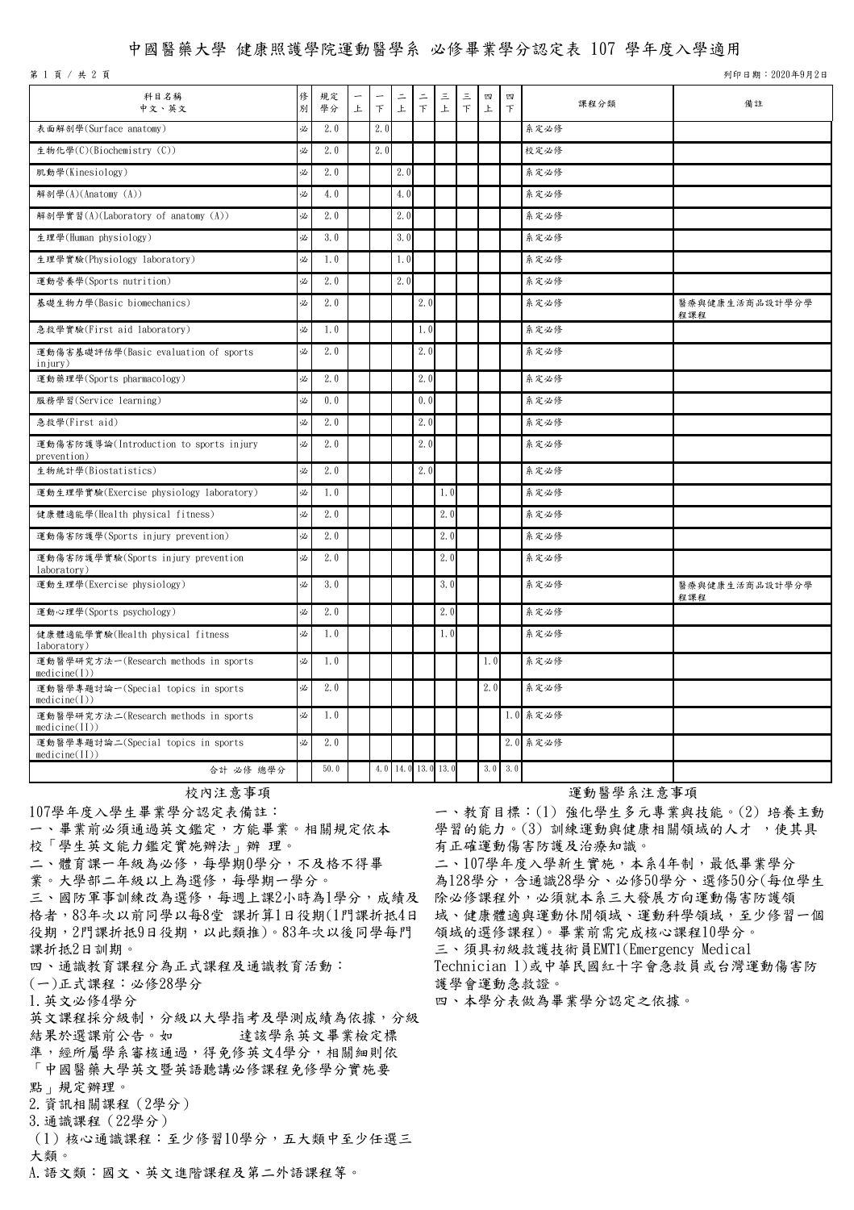# 中國醫藥大學 健康照護學院運動醫學系 必修畢業學分認定表 107 學年度入學適用

列印日期：2020年9月2日

| 科目名稱 中文、英文 | 修別 | 規定學分 | 一上 | 一下 | 二上 | 二下 | 三上 | 三下 | 四上 | 四下 | 課程分類 | 備註 |
|---|---|---|---|---|---|---|---|---|---|---|---|---|
| 表面解剖學(Surface anatomy) | 必 | 2.0 | | 2.0 | | | | | | | 系定必修 | |
| 生物化學(C)(Biochemistry (C)) | 必 | 2.0 | | 2.0 | | | | | | | 校定必修 | |
| 肌動學(Kinesiology) | 必 | 2.0 | | | 2.0 | | | | | | 系定必修 | |
| 解剖學(A)(Anatomy (A)) | 必 | 4.0 | | | 4.0 | | | | | | 系定必修 | |
| 解剖學實習(A)(Laboratory of anatomy (A)) | 必 | 2.0 | | | 2.0 | | | | | | 系定必修 | |
| 生理學(Human physiology) | 必 | 3.0 | | | 3.0 | | | | | | 系定必修 | |
| 生理學實驗(Physiology laboratory) | 必 | 1.0 | | | 1.0 | | | | | | 系定必修 | |
| 運動營養學(Sports nutrition) | 必 | 2.0 | | | 2.0 | | | | | | 系定必修 | |
| 基礎生物力學(Basic biomechanics) | 必 | 2.0 | | | | 2.0 | | | | | 系定必修 | 醫療與健康生活商品設計學分學程課程 |
| 急救學實驗(First aid laboratory) | 必 | 1.0 | | | | 1.0 | | | | | 系定必修 | |
| 運動傷害基礎評估學(Basic evaluation of sports injury) | 必 | 2.0 | | | | 2.0 | | | | | 系定必修 | |
| 運動藥理學(Sports pharmacology) | 必 | 2.0 | | | | 2.0 | | | | | 系定必修 | |
| 服務學習(Service learning) | 必 | 0.0 | | | | 0.0 | | | | | 系定必修 | |
| 急救學(First aid) | 必 | 2.0 | | | | 2.0 | | | | | 系定必修 | |
| 運動傷害防護導論(Introduction to sports injury prevention) | 必 | 2.0 | | | | 2.0 | | | | | 系定必修 | |
| 生物統計學(Biostatistics) | 必 | 2.0 | | | | 2.0 | | | | | 系定必修 | |
| 運動生理學實驗(Exercise physiology laboratory) | 必 | 1.0 | | | | | 1.0 | | | | 系定必修 | |
| 健康體適能學(Health physical fitness) | 必 | 2.0 | | | | | 2.0 | | | | 系定必修 | |
| 運動傷害防護學(Sports injury prevention) | 必 | 2.0 | | | | | 2.0 | | | | 系定必修 | |
| 運動傷害防護學實驗(Sports injury prevention laboratory) | 必 | 2.0 | | | | | 2.0 | | | | 系定必修 | |
| 運動生理學(Exercise physiology) | 必 | 3.0 | | | | | 3.0 | | | | 系定必修 | 醫療與健康生活商品設計學分學程課程 |
| 運動心理學(Sports psychology) | 必 | 2.0 | | | | | 2.0 | | | | 系定必修 | |
| 健康體適能學實驗(Health physical fitness laboratory) | 必 | 1.0 | | | | | 1.0 | | | | 系定必修 | |
| 運動醫學研究方法一(Research methods in sports medicine(I)) | 必 | 1.0 | | | | | | | 1.0 | | 系定必修 | |
| 運動醫學專題討論一(Special topics in sports medicine(I)) | 必 | 2.0 | | | | | | | 2.0 | | 系定必修 | |
| 運動醫學研究方法二(Research methods in sports medicine(II)) | 必 | 1.0 | | | | | | | | 1.0 | 系定必修 | |
| 運動醫學專題討論二(Special topics in sports medicine(II)) | 必 | 2.0 | | | | | | | | 2.0 | 系定必修 | |
| 合計 必修 總學分 | | 50.0 | | 4.0 | 14.0 | 13.0 | 13.0 | | 3.0 | 3.0 | | |

## 校內注意事項

107學年度入學生畢業學分認定表備註：

一、畢業前必須通過英文鑑定，方能畢業。相關規定依本校「學生英文能力鑑定實施辦法」辦 理。

二、體育課一年級為必修，每學期0學分，不及格不得畢業。大學部二年級以上為選修，每學期一學分。

三、國防軍事訓練改為選修，每週上課2小時為1學分，成績及格者，83年次以前同學以每8堂 課折算1日役期(1門課折抵4日役期，2門課折抵9日役期，以此類推)。83年次以後同學每門課折抵2日訓期。

四、通識教育課程分為正式課程及通識教育活動：

(一)正式課程：必修28學分

1.英文必修4學分

英文課程採分級制，分級以大學指考及學測成績為依據，分級結果於選課前公告。如 達該學系英文畢業檢定標準，經所屬學系審核通過，得免修英文4學分，相關細則依「中國醫藥大學英文暨英語聽講必修課程免修學分實施要點」規定辦理。

2.資訊相關課程（2學分）

3.通識課程（22學分）

（1）核心通識課程：至少修習10學分，五大類中至少任選三大類。

A.語文類：國文、英文進階課程及第二外語課程等。

## 運動醫學系注意事項

一、教育目標：(1) 強化學生多元專業與技能。(2) 培養主動學習的能力。(3) 訓練運動與健康相關領域的人才 ，使其具有正確運動傷害防護及治療知識。

二、107學年度入學新生實施，本系4年制，最低畢業學分為128學分，含通識28學分、必修50學分、選修50分(每位學生除必修課程外，必須就本系三大發展方向運動傷害防護領域、健康體適與運動休閒領域、運動科學領域，至少修習一個領域的選修課程)。畢業前需完成核心課程10學分。

三、須具初級救護技術員EMT1(Emergency Medical Technician 1)或中華民國紅十字會急救員或台灣運動傷害防護學會運動急救證。

四、本學分表做為畢業學分認定之依據。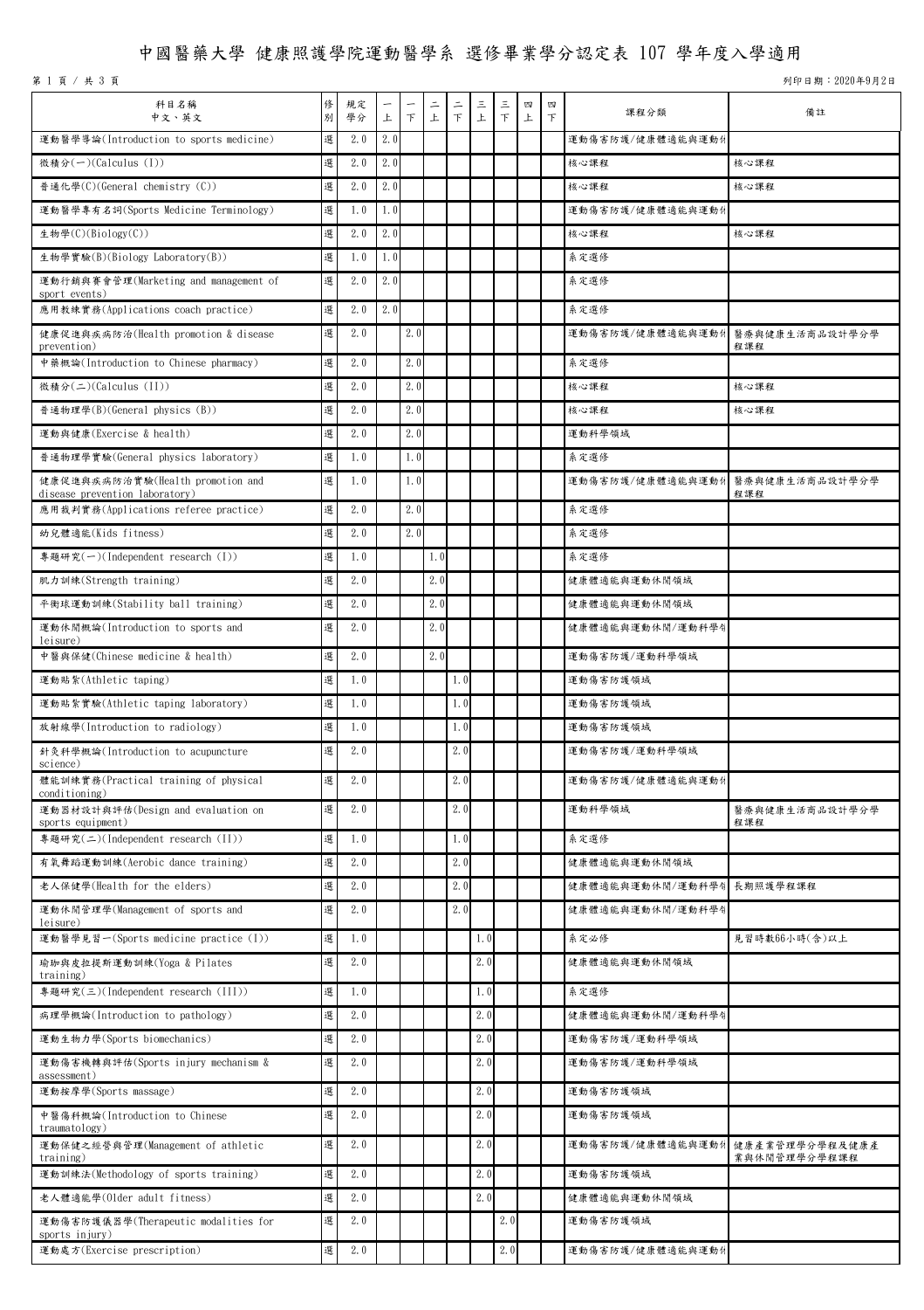# 中國醫藥大學 健康照護學院運動醫學系 選修畢業學分認定表 107 學年度入學適用

列印日期：2020年9月2日

| 科目名稱<br>中文、英文 | 修別 | 規定學分 | 一上 | 一下 | 二上 | 二下 | 三上 | 三下 | 四上 | 四下 | 課程分類 | 備註 |
|---|---|---|---|---|---|---|---|---|---|---|---|---|
| 運動醫學導論(Introduction to sports medicine) | 選 | 2.0 | 2.0 | | | | | | | | 運動傷害防護/健康體適能與運動付 | |
| 微積分(一)(Calculus (I)) | 選 | 2.0 | 2.0 | | | | | | | | 核心課程 | 核心課程 |
| 普通化學(C)(General chemistry (C)) | 選 | 2.0 | 2.0 | | | | | | | | 核心課程 | 核心課程 |
| 運動醫學專有名詞(Sports Medicine Terminology) | 選 | 1.0 | 1.0 | | | | | | | | 運動傷害防護/健康體適能與運動付 | |
| 生物學(C)(Biology(C)) | 選 | 2.0 | 2.0 | | | | | | | | 核心課程 | 核心課程 |
| 生物學實驗(B)(Biology Laboratory(B)) | 選 | 1.0 | 1.0 | | | | | | | | 系定選修 | |
| 運動行銷與賽會管理(Marketing and management of sport events) | 選 | 2.0 | 2.0 | | | | | | | | 系定選修 | |
| 應用教練實務(Applications coach practice) | 選 | 2.0 | 2.0 | | | | | | | | 系定選修 | |
| 健康促進與疾病防治(Health promotion & disease prevention) | 選 | 2.0 | | 2.0 | | | | | | | 運動傷害防護/健康體適能與運動付 | 醫療與健康生活商品設計學分學程課程 |
| 中藥概論(Introduction to Chinese pharmacy) | 選 | 2.0 | | 2.0 | | | | | | | 系定選修 | |
| 微積分(二)(Calculus (II)) | 選 | 2.0 | | 2.0 | | | | | | | 核心課程 | 核心課程 |
| 普通物理學(B)(General physics (B)) | 選 | 2.0 | | 2.0 | | | | | | | 核心課程 | 核心課程 |
| 運動與健康(Exercise & health) | 選 | 2.0 | | 2.0 | | | | | | | 運動科學領域 | |
| 普通物理學實驗(General physics laboratory) | 選 | 1.0 | | 1.0 | | | | | | | 系定選修 | |
| 健康促進與疾病防治實驗(Health promotion and disease prevention laboratory) | 選 | 1.0 | | 1.0 | | | | | | | 運動傷害防護/健康體適能與運動付 | 醫療與健康生活商品設計學分學程課程 |
| 應用裁判實務(Applications referee practice) | 選 | 2.0 | | 2.0 | | | | | | | 系定選修 | |
| 幼兒體適能(Kids fitness) | 選 | 2.0 | | 2.0 | | | | | | | 系定選修 | |
| 專題研究(一)(Independent research (I)) | 選 | 1.0 | | | 1.0 | | | | | | 系定選修 | |
| 肌力訓練(Strength training) | 選 | 2.0 | | | 2.0 | | | | | | 健康體適能與運動休閒領域 | |
| 平衡球運動訓練(Stability ball training) | 選 | 2.0 | | | 2.0 | | | | | | 健康體適能與運動休閒領域 | |
| 運動休閒概論(Introduction to sports and leisure) | 選 | 2.0 | | | 2.0 | | | | | | 健康體適能與運動休閒/運動科學领 | |
| 中醫與保健(Chinese medicine & health) | 選 | 2.0 | | | 2.0 | | | | | | 運動傷害防護/運動科學領域 | |
| 運動貼紮(Athletic taping) | 選 | 1.0 | | | | 1.0 | | | | | 運動傷害防護領域 | |
| 運動貼紮實驗(Athletic taping laboratory) | 選 | 1.0 | | | | 1.0 | | | | | 運動傷害防護領域 | |
| 放射線學(Introduction to radiology) | 選 | 1.0 | | | | 1.0 | | | | | 運動傷害防護領域 | |
| 針灸科學概論(Introduction to acupuncture science) | 選 | 2.0 | | | | 2.0 | | | | | 運動傷害防護/運動科學領域 | |
| 體能訓練實務(Practical training of physical conditioning) | 選 | 2.0 | | | | 2.0 | | | | | 運動傷害防護/健康體適能與運動付 | |
| 運動器材設計與評估(Design and evaluation on sports equipment) | 選 | 2.0 | | | | 2.0 | | | | | 運動科學領域 | 醫療與健康生活商品設計學分學程課程 |
| 專題研究(二)(Independent research (II)) | 選 | 1.0 | | | | 1.0 | | | | | 系定選修 | |
| 有氧舞蹈運動訓練(Aerobic dance training) | 選 | 2.0 | | | | 2.0 | | | | | 健康體適能與運動休閒領域 | |
| 老人保健學(Health for the elders) | 選 | 2.0 | | | | 2.0 | | | | | 健康體適能與運動休閒/運動科學领 | 長期照護學程課程 |
| 運動休閒管理學(Management of sports and leisure) | 選 | 2.0 | | | | 2.0 | | | | | 健康體適能與運動休閒/運動科學领 | |
| 運動醫學見習一(Sports medicine practice (I)) | 選 | 1.0 | | | | | 1.0 | | | | 系定必修 | 見習時數66小時(含)以上 |
| 瑜珈與皮拉提斯運動訓練(Yoga & Pilates training) | 選 | 2.0 | | | | | 2.0 | | | | 健康體適能與運動休閒領域 | |
| 專題研究(三)(Independent research (III)) | 選 | 1.0 | | | | | 1.0 | | | | 系定選修 | |
| 病理學概論(Introduction to pathology) | 選 | 2.0 | | | | | 2.0 | | | | 健康體適能與運動休閒/運動科學领 | |
| 運動生物力學(Sports biomechanics) | 選 | 2.0 | | | | | 2.0 | | | | 運動傷害防護/運動科學領域 | |
| 運動傷害機轉與評估(Sports injury mechanism & assessment) | 選 | 2.0 | | | | | 2.0 | | | | 運動傷害防護/運動科學領域 | |
| 運動按摩學(Sports massage) | 選 | 2.0 | | | | | 2.0 | | | | 運動傷害防護領域 | |
| 中醫傷科概論(Introduction to Chinese traumatology) | 選 | 2.0 | | | | | 2.0 | | | | 運動傷害防護領域 | |
| 運動保健之經營與管理(Management of athletic training) | 選 | 2.0 | | | | | 2.0 | | | | 運動傷害防護/健康體適能與運動付 | 健康產業管理學分學程及健康產業與休閒管理學分學程課程 |
| 運動訓練法(Methodology of sports training) | 選 | 2.0 | | | | | 2.0 | | | | 運動傷害防護領域 | |
| 老人體適能學(Older adult fitness) | 選 | 2.0 | | | | | 2.0 | | | | 健康體適能與運動休閒領域 | |
| 運動傷害防護儀器學(Therapeutic modalities for sports injury) | 選 | 2.0 | | | | | | 2.0 | | | 運動傷害防護領域 | |
| 運動處方(Exercise prescription) | 選 | 2.0 | | | | | | 2.0 | | | 運動傷害防護/健康體適能與運動付 | |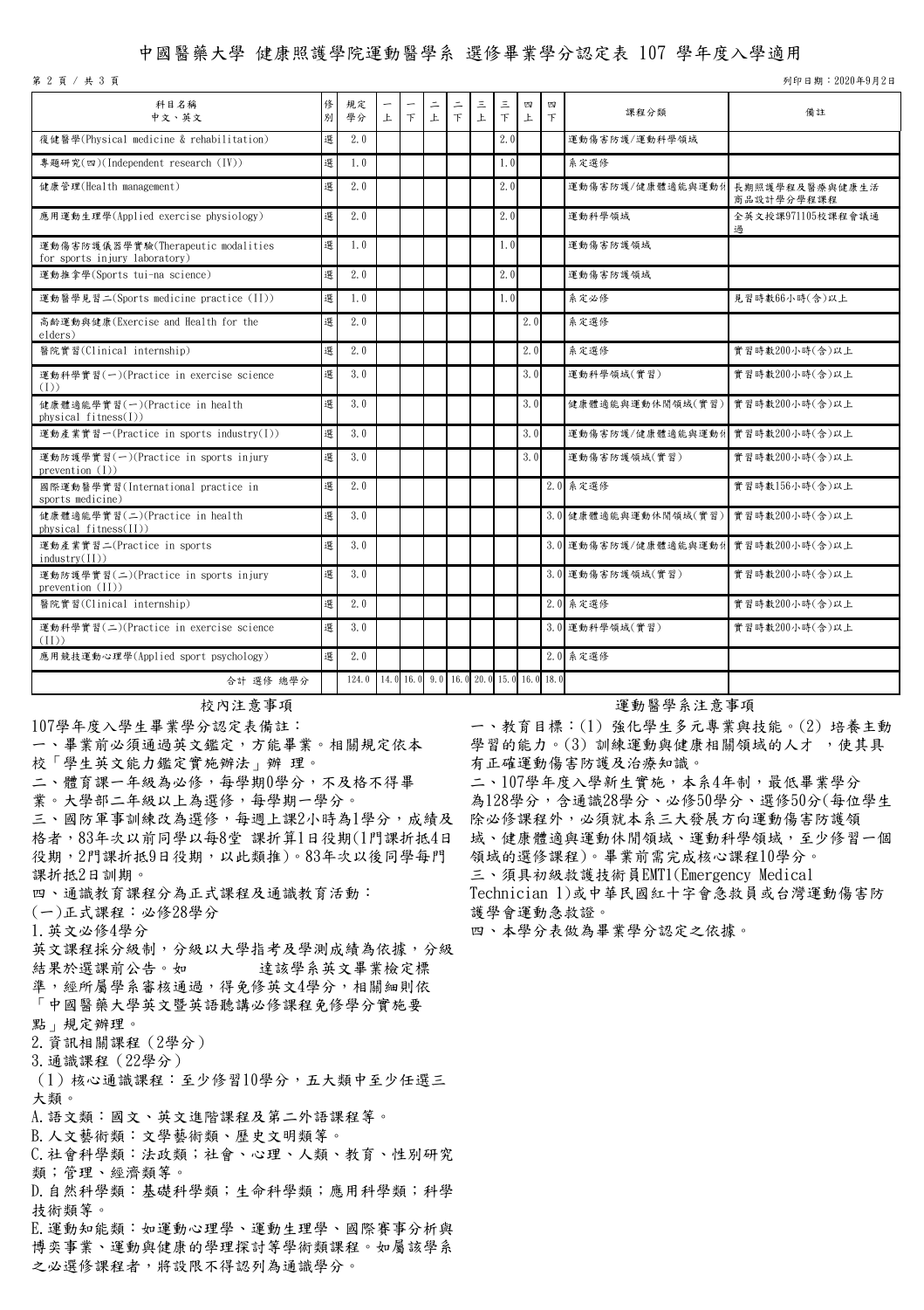# 中國醫藥大學 健康照護學院運動醫學系 選修畢業學分認定表 107 學年度入學適用

列印日期：2020年9月2日

| 科目名稱 中文、英文 | 修別 | 規定學分 | 一上 | 一下 | 二上 | 二下 | 三上 | 三下 | 四上 | 四下 | 課程分類 | 備註 |
|---|---|---|---|---|---|---|---|---|---|---|---|---|
| 復健醫學(Physical medicine & rehabilitation) | 選 | 2.0 | | | | | | 2.0 | | | 運動傷害防護/運動科學領域 | |
| 專題研究(四)(Independent research (IV)) | 選 | 1.0 | | | | | | 1.0 | | | 系定選修 | |
| 健康管理(Health management) | 選 | 2.0 | | | | | | 2.0 | | | 運動傷害防護/健康體適能與運動休 | 長期照護學程及醫療與健康生活商品設計學分學程課程 |
| 應用運動生理學(Applied exercise physiology) | 選 | 2.0 | | | | | | 2.0 | | | 運動科學領域 | 全英文授課971105校課程會議通過 |
| 運動傷害防護儀器學實驗(Therapeutic modalities for sports injury laboratory) | 選 | 1.0 | | | | | | 1.0 | | | 運動傷害防護領域 | |
| 運動推拿學(Sports tui-na science) | 選 | 2.0 | | | | | | 2.0 | | | 運動傷害防護領域 | |
| 運動醫學見習二(Sports medicine practice (II)) | 選 | 1.0 | | | | | | 1.0 | | | 系定必修 | 見習時數66小時(含)以上 |
| 高齡運動與健康(Exercise and Health for the elders) | 選 | 2.0 | | | | | | | 2.0 | | 系定選修 | |
| 醫院實習(Clinical internship) | 選 | 2.0 | | | | | | | 2.0 | | 系定選修 | 實習時數200小時(含)以上 |
| 運動科學實習(一)(Practice in exercise science (I)) | 選 | 3.0 | | | | | | | 3.0 | | 運動科學領域(實習) | 實習時數200小時(含)以上 |
| 健康體適能學實習(一)(Practice in health physical fitness(I)) | 選 | 3.0 | | | | | | | 3.0 | | 健康體適能與運動休閒領域(實習) | 實習時數200小時(含)以上 |
| 運動產業實習一(Practice in sports industry(I)) | 選 | 3.0 | | | | | | | 3.0 | | 運動傷害防護/健康體適能與運動休 | 實習時數200小時(含)以上 |
| 運動防護學實習(一)(Practice in sports injury prevention (I)) | 選 | 3.0 | | | | | | | 3.0 | | 運動傷害防護領域(實習) | 實習時數200小時(含)以上 |
| 國際運動醫學實習(International practice in sports medicine) | 選 | 2.0 | | | | | | | | 2.0 | 系定選修 | 實習時數156小時(含)以上 |
| 健康體適能學實習(二)(Practice in health physical fitness(II)) | 選 | 3.0 | | | | | | | | 3.0 | 健康體適能與運動休閒領域(實習) | 實習時數200小時(含)以上 |
| 運動產業實習二(Practice in sports industry(II)) | 選 | 3.0 | | | | | | | | 3.0 | 運動傷害防護/健康體適能與運動休 | 實習時數200小時(含)以上 |
| 運動防護學實習(二)(Practice in sports injury prevention (II)) | 選 | 3.0 | | | | | | | | 3.0 | 運動傷害防護領域(實習) | 實習時數200小時(含)以上 |
| 醫院實習(Clinical internship) | 選 | 2.0 | | | | | | | | 2.0 | 系定選修 | 實習時數200小時(含)以上 |
| 運動科學實習(二)(Practice in exercise science (II)) | 選 | 3.0 | | | | | | | | 3.0 | 運動科學領域(實習) | 實習時數200小時(含)以上 |
| 應用競技運動心理學(Applied sport psychology) | 選 | 2.0 | | | | | | | | 2.0 | 系定選修 | |
| 合計 選修 總學分 | | 124.0 | 14.0 | 16.0 | 9.0 | 16.0 | 20.0 | 15.0 | 16.0 | 18.0 | | |

## 校內注意事項

107學年度入學生畢業學分認定表備註：

一、畢業前必須通過英文鑑定，方能畢業。相關規定依本校「學生英文能力鑑定實施辦法」辦 理。

二、體育課一年級為必修，每學期0學分，不及格不得畢業。大學部二年級以上為選修，每學期一學分。

三、國防軍事訓練改為選修，每週上課2小時為1學分，成績及格者，83年次以前同學以每8堂 課折算1日役期(1門課折抵4日役期，2門課折抵9日役期，以此類推)。83年次以後同學每門課折抵2日訓期。

四、通識教育課程分為正式課程及通識教育活動：

(一)正式課程：必修28學分

1.英文必修4學分

英文課程採分級制，分級以大學指考及學測成績為依據，分級結果於選課前公告。如 達該學系英文畢業檢定標準，經所屬學系審核通過，得免修英文4學分，相關細則依「中國醫藥大學英文暨英語聽講必修課程免修學分實施要點」規定辦理。

2.資訊相關課程（2學分）

3.通識課程（22學分）

（1）核心通識課程：至少修習10學分，五大類中至少任選三大類。

A.語文類：國文、英文進階課程及第二外語課程等。

B.人文藝術類：文學藝術類、歷史文明類等。

C.社會科學類：法政類；社會、心理、人類、教育、性別研究類；管理、經濟類等。

D.自然科學類：基礎科學類；生命科學類；應用科學類；科學技術類等。

E.運動知能類：如運動心理學、運動生理學、國際賽事分析與博奕事業、運動與健康的學理探討等學術類課程。如屬該學系之必選修課程者，將設限不得認列為通識學分。

## 運動醫學系注意事項

一、教育目標：(1) 強化學生多元專業與技能。(2) 培養主動學習的能力。(3) 訓練運動與健康相關領域的人才 ，使其具有正確運動傷害防護及治療知識。

二、107學年度入學新生實施，本系4年制，最低畢業學分為128學分，含通識28學分、必修50學分、選修50分(每位學生除必修課程外，必須就本系三大發展方向運動傷害防護領域、健康體適與運動休閒領域、運動科學領域，至少修習一個領域的選修課程)。畢業前需完成核心課程10學分。

三、須具初級救護技術員EMT1(Emergency Medical Technician 1)或中華民國紅十字會急救員或台灣運動傷害防護學會運動急救證。

四、本學分表做為畢業學分認定之依據。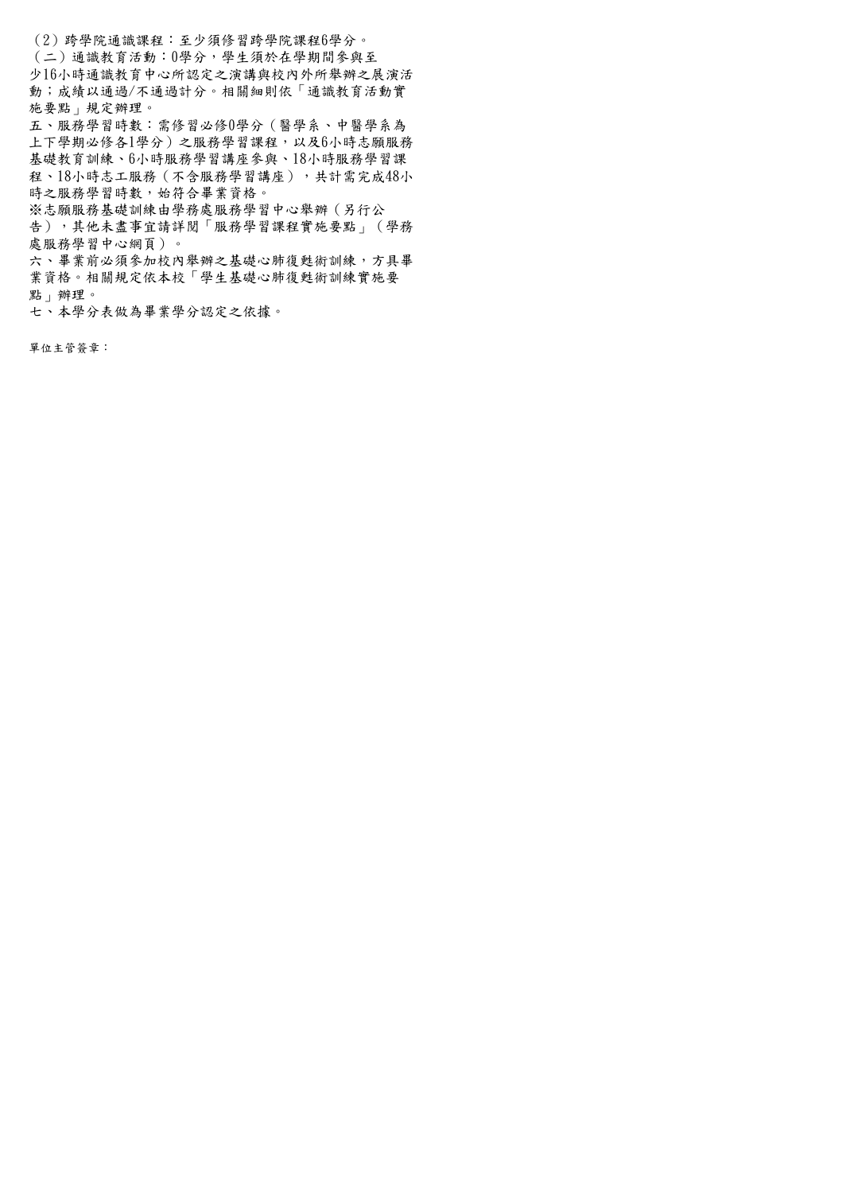(2) 跨學院通識課程：至少須修習跨學院課程6學分。

(二) 通識教育活動：0學分，學生須於在學期間參與至少16小時通識教育中心所認定之演講與校內外所舉辦之展演活動；成績以通過/不通過計分。相關細則依「通識教育活動實施要點」規定辦理。

五、服務學習時數：需修習必修0學分（醫學系、中醫學系為上下學期必修各1學分）之服務學習課程，以及6小時志願服務基礎教育訓練、6小時服務學習講座參與、18小時服務學習課程、18小時志工服務（不含服務學習講座），共計需完成48小時之服務學習時數，始符合畢業資格。

※志願服務基礎訓練由學務處服務學習中心舉辦（另行公告），其他未盡事宜請詳閱「服務學習課程實施要點」（學務處服務學習中心網頁）。

六、畢業前必須參加校內舉辦之基礎心肺復甦術訓練，方具畢業資格。相關規定依本校「學生基礎心肺復甦術訓練實施要點」辦理。

七、本學分表做為畢業學分認定之依據。

單位主管簽章：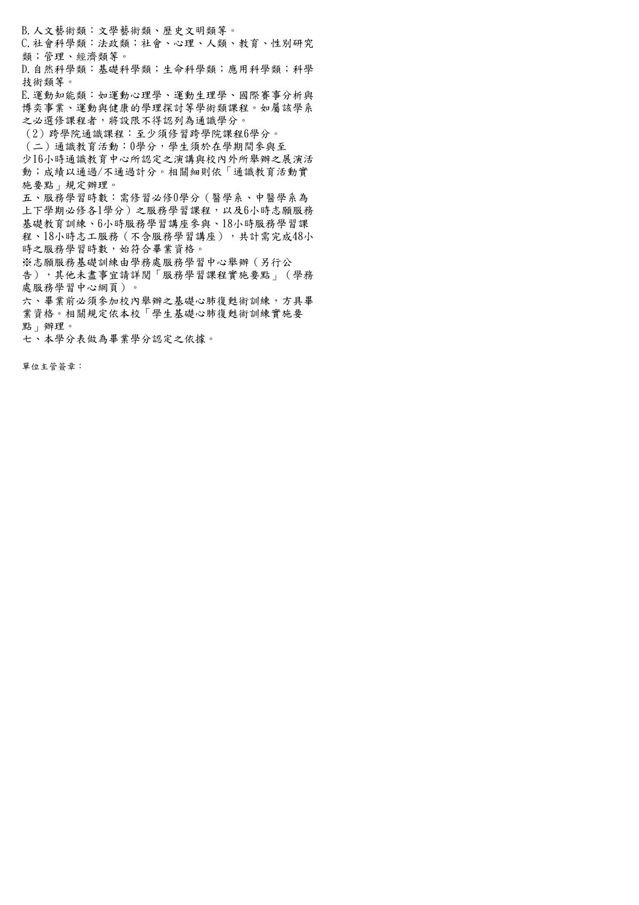B.人文藝術類：文學藝術類、歷史文明類等。

C.社會科學類：法政類；社會、心理、人類、教育、性別研究類；管理、經濟類等。

D.自然科學類：基礎科學類；生命科學類；應用科學類；科學技術類等。

E.運動知能類：如運動心理學、運動生理學、國際賽事分析與博奕事業、運動與健康的學理探討等學術類課程。如屬該學系之必選修課程者，將設限不得認列為通識學分。

（2）跨學院通識課程：至少須修習跨學院課程6學分。

（二）通識教育活動：0學分，學生須於在學期間參與至少16小時通識教育中心所認定之演講與校內外所舉辦之展演活動；成績以通過/不通過計分。相關細則依「通識教育活動實施要點」規定辦理。

五、服務學習時數：需修習必修0學分（醫學系、中醫學系為上下學期必修各1學分）之服務學習課程，以及6小時志願服務基礎教育訓練、6小時服務學習講座參與、18小時服務學習課程、18小時志工服務（不含服務學習講座），共計需完成48小時之服務學習時數，始符合畢業資格。

※志願服務基礎訓練由學務處服務學習中心舉辦（另行公告），其他未盡事宜請詳閱「服務學習課程實施要點」（學務處服務學習中心網頁）。

六、畢業前必須參加校內舉辦之基礎心肺復甦術訓練，方具畢業資格。相關規定依本校「學生基礎心肺復甦術訓練實施要點」辦理。

七、本學分表做為畢業學分認定之依據。

單位主管簽章：